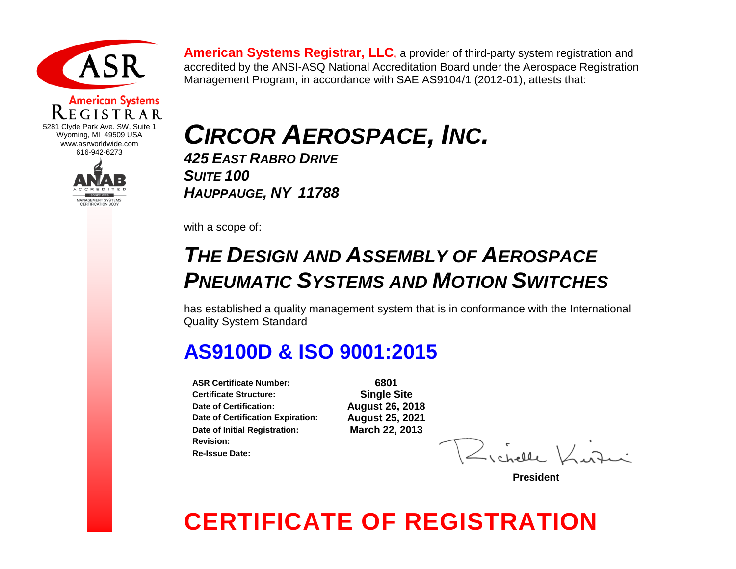ASR

**American Systems**
REGISTRAR
5281 Clyde Park Ave. SW, Suite 1
Wyoming, MI 49509 USA
www.asrworldwide.com
616-942-6273

ANAB ACCREDITED
ISO/IEC 17021
MANAGEMENT SYSTEMS CERTIFICATION BODY

**American Systems Registrar, LLC**, a provider of third-party system registration and accredited by the ANSI-ASQ National Accreditation Board under the Aerospace Registration Management Program, in accordance with SAE AS9104/1 (2012-01), attests that:

# *CIRCOR AEROSPACE, INC.*

***425 EAST RABRO DRIVE***
***SUITE 100***
***HAUPPAUGE, NY 11788***

with a scope of:

## *THE DESIGN AND ASSEMBLY OF AEROSPACE PNEUMATIC SYSTEMS AND MOTION SWITCHES*

has established a quality management system that is in conformance with the International Quality System Standard

## AS9100D & ISO 9001:2015

| | |
|---|---|
| **ASR Certificate Number:** | **6801** |
| **Certificate Structure:** | **Single Site** |
| **Date of Certification:** | **August 26, 2018** |
| **Date of Certification Expiration:** | **August 25, 2021** |
| **Date of Initial Registration:** | **March 22, 2013** |
| **Revision:** | |
| **Re-Issue Date:** | |

Richelle Kirtz

**President**

# CERTIFICATE OF REGISTRATION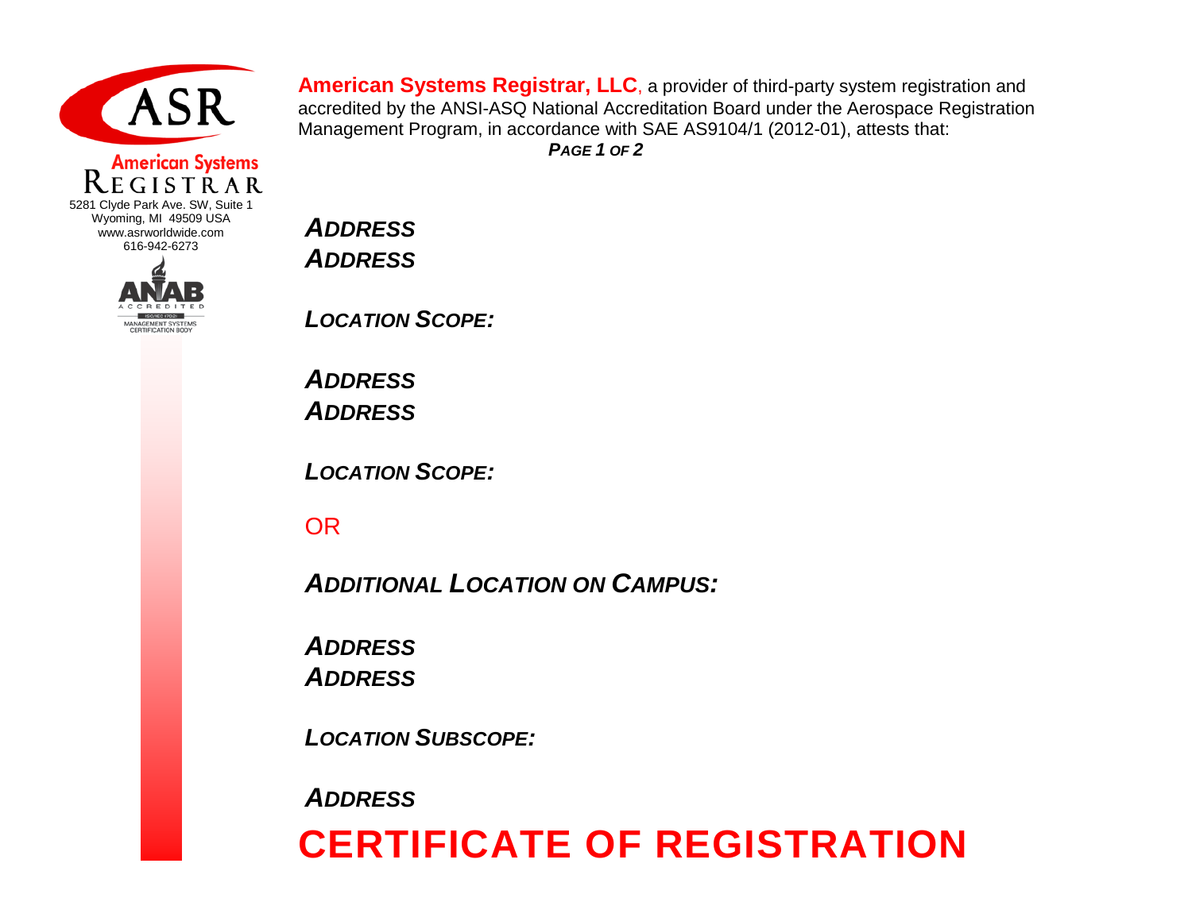American Systems Registrar

5281 Clyde Park Ave. SW, Suite 1
Wyoming, MI 49509 USA
www.asrworldwide.com
616-942-6273

**American Systems Registrar, LLC**, a provider of third-party system registration and accredited by the ANSI-ASQ National Accreditation Board under the Aerospace Registration Management Program, in accordance with SAE AS9104/1 (2012-01), attests that:

***Address***
***Address***

***Location Scope:***

***Address***
***Address***

***Location Scope:***

OR

***Additional Location on Campus:***

***Address***
***Address***

***Location Subscope:***

***Address***

# CERTIFICATE OF REGISTRATION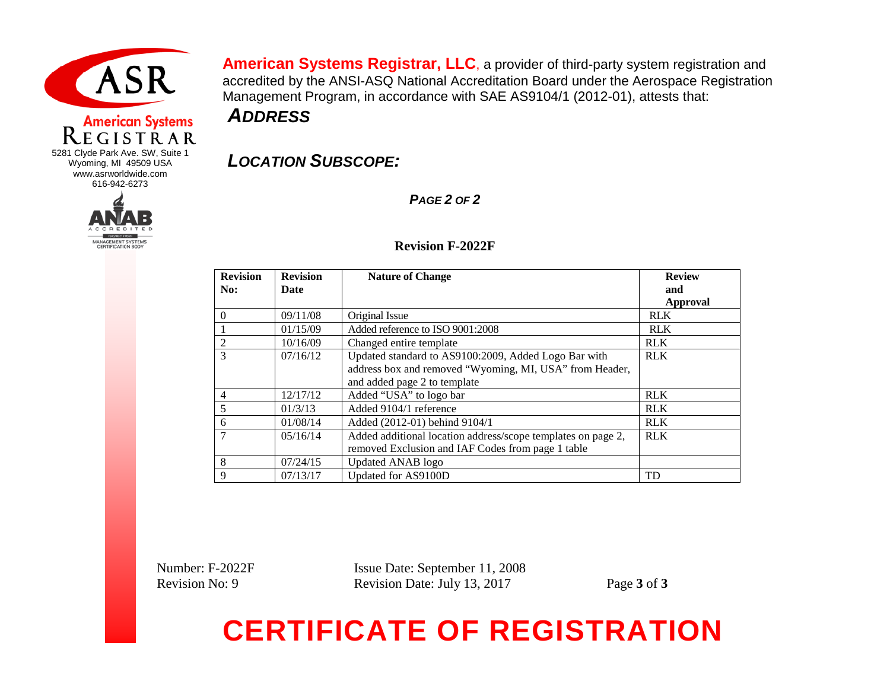American Systems Registrar
5281 Clyde Park Ave. SW, Suite 1
Wyoming, MI 49509 USA
www.asrworldwide.com
616-942-6273

**American Systems Registrar, LLC**, a provider of third-party system registration and accredited by the ANSI-ASQ National Accreditation Board under the Aerospace Registration Management Program, in accordance with SAE AS9104/1 (2012-01), attests that:

***ADDRESS***

***LOCATION SUBSCOPE:***

***PAGE 2 OF 2***

**Revision F-2022F**

| Revision No: | Revision Date | Nature of Change | Review and Approval |
|---|---|---|---|
| 0 | 09/11/08 | Original Issue | RLK |
| 1 | 01/15/09 | Added reference to ISO 9001:2008 | RLK |
| 2 | 10/16/09 | Changed entire template | RLK |
| 3 | 07/16/12 | Updated standard to AS9100:2009, Added Logo Bar with address box and removed "Wyoming, MI, USA" from Header, and added page 2 to template | RLK |
| 4 | 12/17/12 | Added "USA" to logo bar | RLK |
| 5 | 01/3/13 | Added 9104/1 reference | RLK |
| 6 | 01/08/14 | Added (2012-01) behind 9104/1 | RLK |
| 7 | 05/16/14 | Added additional location address/scope templates on page 2, removed Exclusion and IAF Codes from page 1 table | RLK |
| 8 | 07/24/15 | Updated ANAB logo | |
| 9 | 07/13/17 | Updated for AS9100D | TD |

Number: F-2022F
Revision No: 9

Issue Date: September 11, 2008
Revision Date: July 13, 2017

# CERTIFICATE OF REGISTRATION